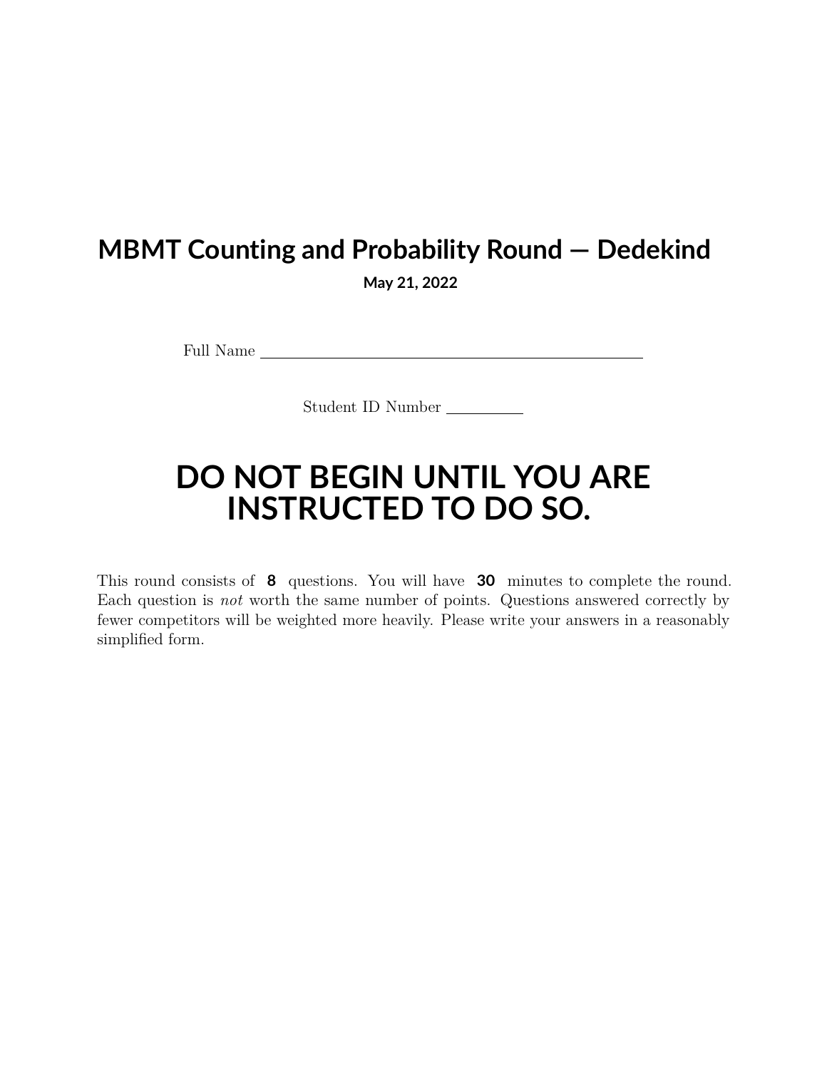# MBMT Counting and Probability Round — Dedekind

**May 21, 2022**

Full Name ____________________________________________

Student ID Number __________

# DO NOT BEGIN UNTIL YOU ARE INSTRUCTED TO DO SO.

This round consists of **8** questions. You will have **30** minutes to complete the round. Each question is *not* worth the same number of points. Questions answered correctly by fewer competitors will be weighted more heavily. Please write your answers in a reasonably simplified form.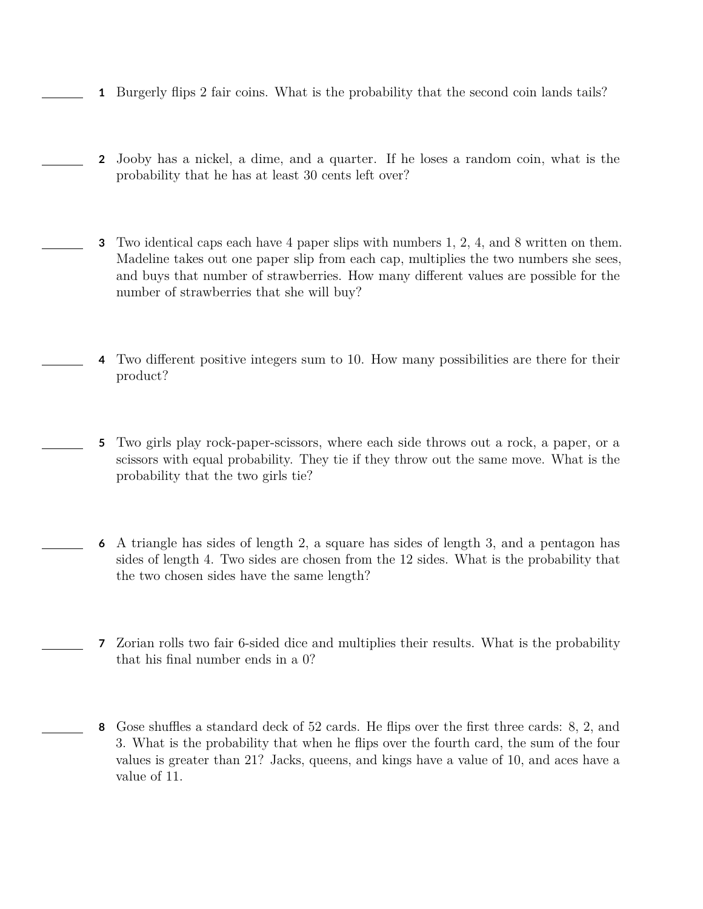_______ **1** Burgerly flips 2 fair coins. What is the probability that the second coin lands tails?

_______ **2** Jooby has a nickel, a dime, and a quarter. If he loses a random coin, what is the probability that he has at least 30 cents left over?

_______ **3** Two identical caps each have 4 paper slips with numbers 1, 2, 4, and 8 written on them. Madeline takes out one paper slip from each cap, multiplies the two numbers she sees, and buys that number of strawberries. How many different values are possible for the number of strawberries that she will buy?

_______ **4** Two different positive integers sum to 10. How many possibilities are there for their product?

_______ **5** Two girls play rock-paper-scissors, where each side throws out a rock, a paper, or a scissors with equal probability. They tie if they throw out the same move. What is the probability that the two girls tie?

_______ **6** A triangle has sides of length 2, a square has sides of length 3, and a pentagon has sides of length 4. Two sides are chosen from the 12 sides. What is the probability that the two chosen sides have the same length?

_______ **7** Zorian rolls two fair 6-sided dice and multiplies their results. What is the probability that his final number ends in a 0?

_______ **8** Gose shuffles a standard deck of 52 cards. He flips over the first three cards: 8, 2, and 3. What is the probability that when he flips over the fourth card, the sum of the four values is greater than 21? Jacks, queens, and kings have a value of 10, and aces have a value of 11.